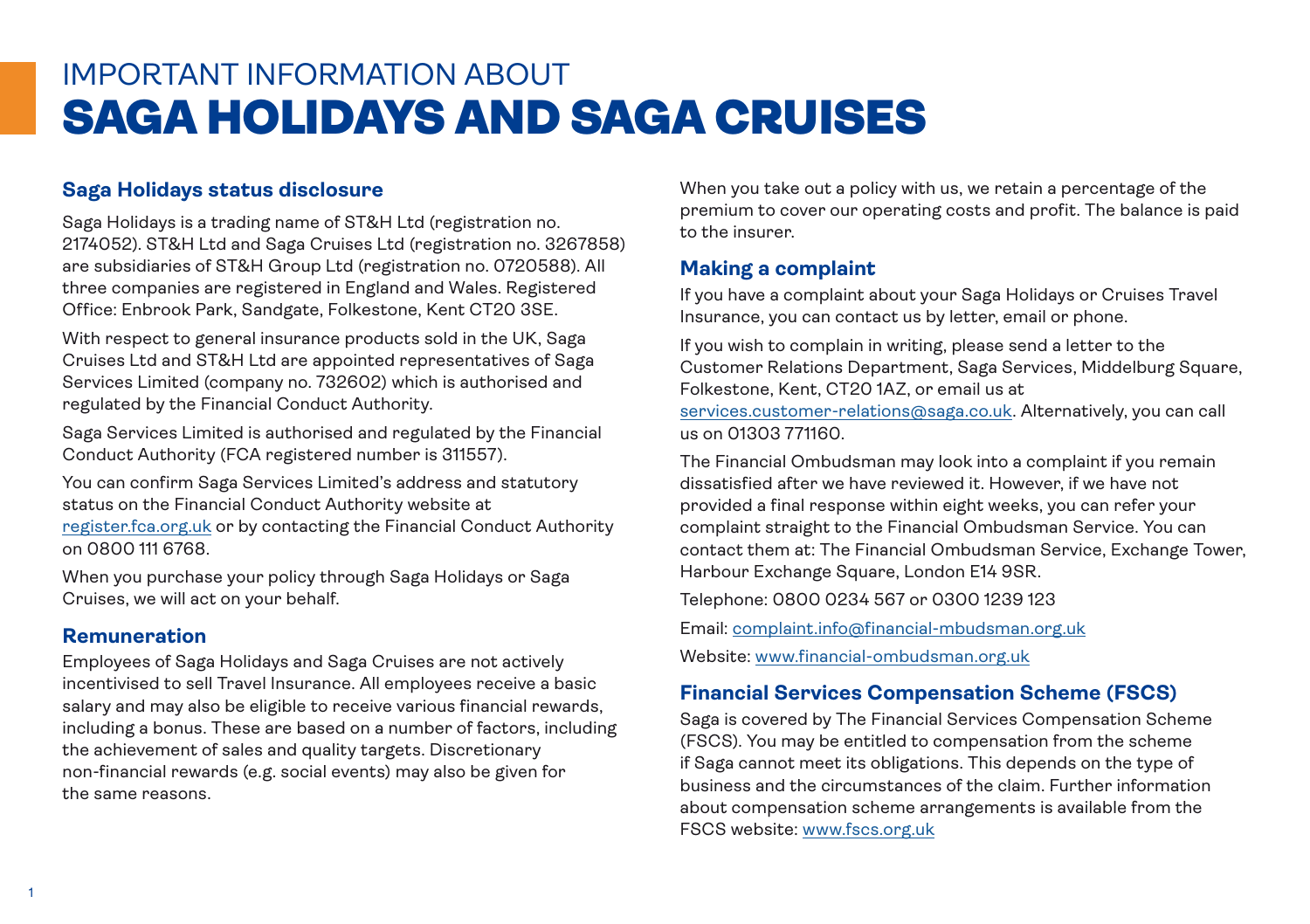# IMPORTANT INFORMATION ABOUT **SAGA HOLIDAYS AND SAGA CRUISES**

## Saga Holidays status disclosure

Saga Holidays is a trading name of ST&H Ltd (registration no. 2174052). ST&H Ltd and Saga Cruises Ltd (registration no. 3267858) are subsidiaries of ST&H Group Ltd (registration no. 0720588). All three companies are registered in England and Wales. Registered Office: Enbrook Park, Sandgate, Folkestone, Kent CT20 3SE.

With respect to general insurance products sold in the UK, Saga Cruises Ltd and ST&H Ltd are appointed representatives of Saga Services Limited (company no. 732602) which is authorised and regulated by the Financial Conduct Authority.

Saga Services Limited is authorised and regulated by the Financial Conduct Authority (FCA registered number is 311557).

You can confirm Saga Services Limited's address and statutory status on the Financial Conduct Authority website at register.fca.org.uk or by contacting the Financial Conduct Authority on 0800 111 6768.

When you purchase your policy through Saga Holidays or Saga Cruises, we will act on your behalf.

## Remuneration

Employees of Saga Holidays and Saga Cruises are not actively incentivised to sell Travel Insurance. All employees receive a basic salary and may also be eligible to receive various financial rewards, including a bonus. These are based on a number of factors, including the achievement of sales and quality targets. Discretionary non-financial rewards (e.g. social events) may also be given for the same reasons.

When you take out a policy with us, we retain a percentage of the premium to cover our operating costs and profit. The balance is paid to the insurer.

## Making a complaint

If you have a complaint about your Saga Holidays or Cruises Travel Insurance, you can contact us by letter, email or phone.

If you wish to complain in writing, please send a letter to the Customer Relations Department, Saga Services, Middelburg Square, Folkestone, Kent, CT20 1AZ, or email us at services.customer-relations@saga.co.uk. Alternatively, you can call us on 01303 771160.

The Financial Ombudsman may look into a complaint if you remain dissatisfied after we have reviewed it. However, if we have not provided a final response within eight weeks, you can refer your complaint straight to the Financial Ombudsman Service. You can contact them at: The Financial Ombudsman Service, Exchange Tower, Harbour Exchange Square, London E14 9SR.

Telephone: 0800 0234 567 or 0300 1239 123

Email: complaint.info@financial-mbudsman.org.uk

Website: www.financial-ombudsman.org.uk

## Financial Services Compensation Scheme (FSCS)

Saga is covered by The Financial Services Compensation Scheme (FSCS). You may be entitled to compensation from the scheme if Saga cannot meet its obligations. This depends on the type of business and the circumstances of the claim. Further information about compensation scheme arrangements is available from the FSCS website: www.fscs.org.uk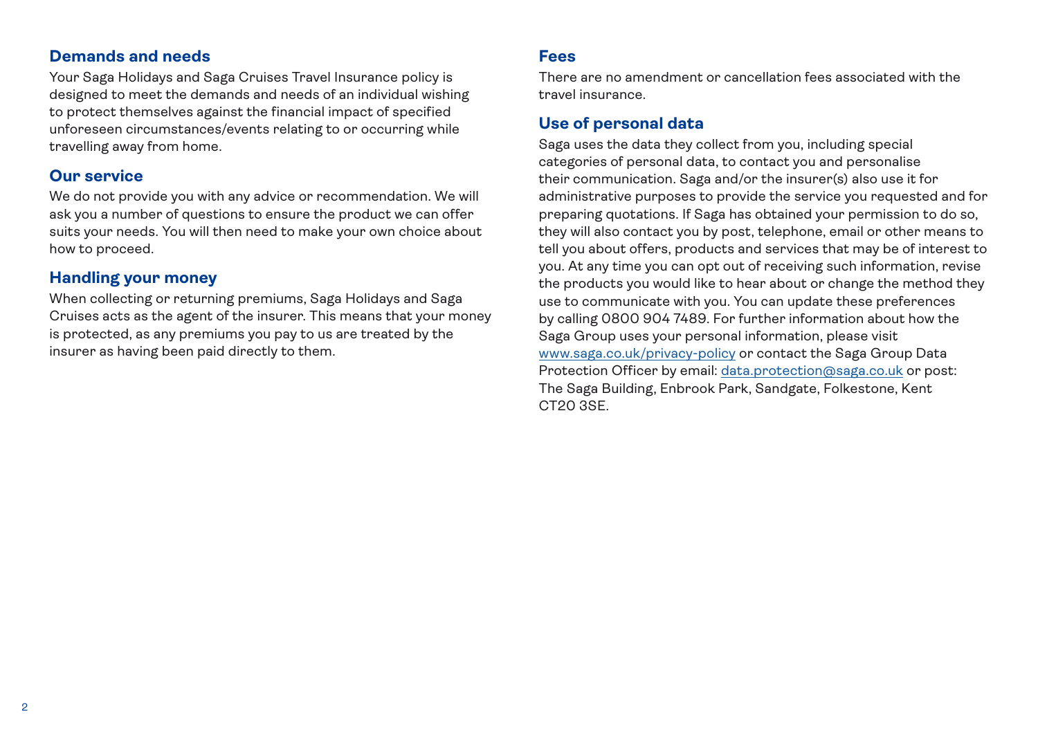## Demands and needs

Your Saga Holidays and Saga Cruises Travel Insurance policy is designed to meet the demands and needs of an individual wishing to protect themselves against the financial impact of specified unforeseen circumstances/events relating to or occurring while travelling away from home.

## Our service

We do not provide you with any advice or recommendation. We will ask you a number of questions to ensure the product we can offer suits your needs. You will then need to make your own choice about how to proceed.

## Handling your money

When collecting or returning premiums, Saga Holidays and Saga Cruises acts as the agent of the insurer. This means that your money is protected, as any premiums you pay to us are treated by the insurer as having been paid directly to them.

## Fees

There are no amendment or cancellation fees associated with the travel insurance.

## Use of personal data

Saga uses the data they collect from you, including special categories of personal data, to contact you and personalise their communication. Saga and/or the insurer(s) also use it for administrative purposes to provide the service you requested and for preparing quotations. If Saga has obtained your permission to do so, they will also contact you by post, telephone, email or other means to tell you about offers, products and services that may be of interest to you. At any time you can opt out of receiving such information, revise the products you would like to hear about or change the method they use to communicate with you. You can update these preferences by calling 0800 904 7489. For further information about how the Saga Group uses your personal information, please visit www.saga.co.uk/privacy-policy or contact the Saga Group Data Protection Officer by email: data.protection@saga.co.uk or post: The Saga Building, Enbrook Park, Sandgate, Folkestone, Kent CT20 3SE.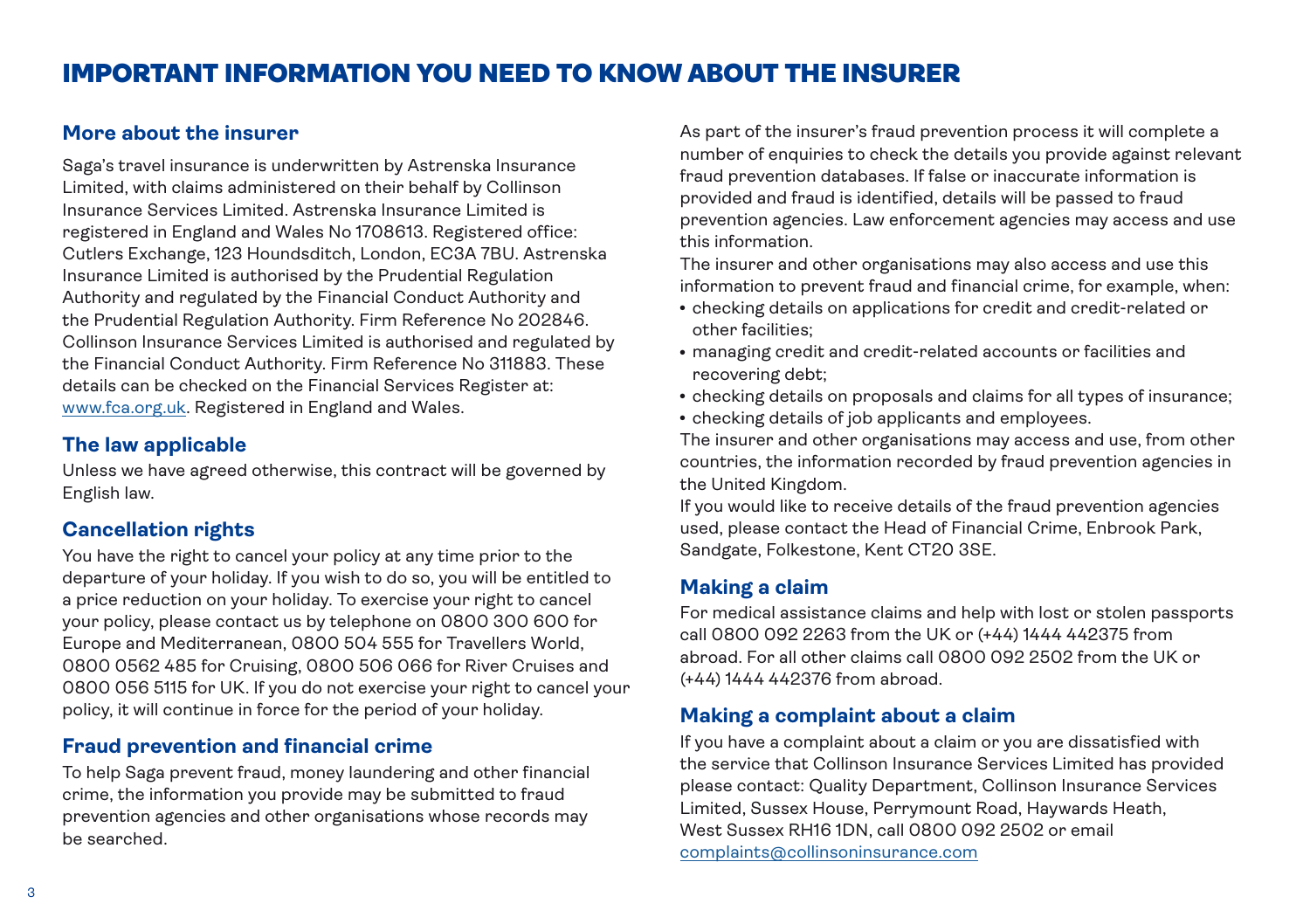# IMPORTANT INFORMATION YOU NEED TO KNOW ABOUT THE INSURER

## More about the insurer

Saga's travel insurance is underwritten by Astrenska Insurance Limited, with claims administered on their behalf by Collinson Insurance Services Limited. Astrenska Insurance Limited is registered in England and Wales No 1708613. Registered office: Cutlers Exchange, 123 Houndsditch, London, EC3A 7BU. Astrenska Insurance Limited is authorised by the Prudential Regulation Authority and regulated by the Financial Conduct Authority and the Prudential Regulation Authority. Firm Reference No 202846. Collinson Insurance Services Limited is authorised and regulated by the Financial Conduct Authority. Firm Reference No 311883. These details can be checked on the Financial Services Register at: www.fca.org.uk. Registered in England and Wales.

## The law applicable

Unless we have agreed otherwise, this contract will be governed by English law.

## Cancellation rights

You have the right to cancel your policy at any time prior to the departure of your holiday. If you wish to do so, you will be entitled to a price reduction on your holiday. To exercise your right to cancel your policy, please contact us by telephone on 0800 300 600 for Europe and Mediterranean, 0800 504 555 for Travellers World, 0800 0562 485 for Cruising, 0800 506 066 for River Cruises and 0800 056 5115 for UK. If you do not exercise your right to cancel your policy, it will continue in force for the period of your holiday.

## Fraud prevention and financial crime

To help Saga prevent fraud, money laundering and other financial crime, the information you provide may be submitted to fraud prevention agencies and other organisations whose records may be searched.

As part of the insurer's fraud prevention process it will complete a number of enquiries to check the details you provide against relevant fraud prevention databases. If false or inaccurate information is provided and fraud is identified, details will be passed to fraud prevention agencies. Law enforcement agencies may access and use this information.

The insurer and other organisations may also access and use this information to prevent fraud and financial crime, for example, when:

- checking details on applications for credit and credit-related or other facilities;
- managing credit and credit-related accounts or facilities and recovering debt;
- checking details on proposals and claims for all types of insurance;
- checking details of job applicants and employees.

The insurer and other organisations may access and use, from other countries, the information recorded by fraud prevention agencies in the United Kingdom.

If you would like to receive details of the fraud prevention agencies used, please contact the Head of Financial Crime, Enbrook Park, Sandgate, Folkestone, Kent CT20 3SE.

## Making a claim

For medical assistance claims and help with lost or stolen passports call 0800 092 2263 from the UK or (+44) 1444 442375 from abroad. For all other claims call 0800 092 2502 from the UK or (+44) 1444 442376 from abroad.

## Making a complaint about a claim

If you have a complaint about a claim or you are dissatisfied with the service that Collinson Insurance Services Limited has provided please contact: Quality Department, Collinson Insurance Services Limited, Sussex House, Perrymount Road, Haywards Heath, West Sussex RH16 1DN, call 0800 092 2502 or email complaints@collinsoninsurance.com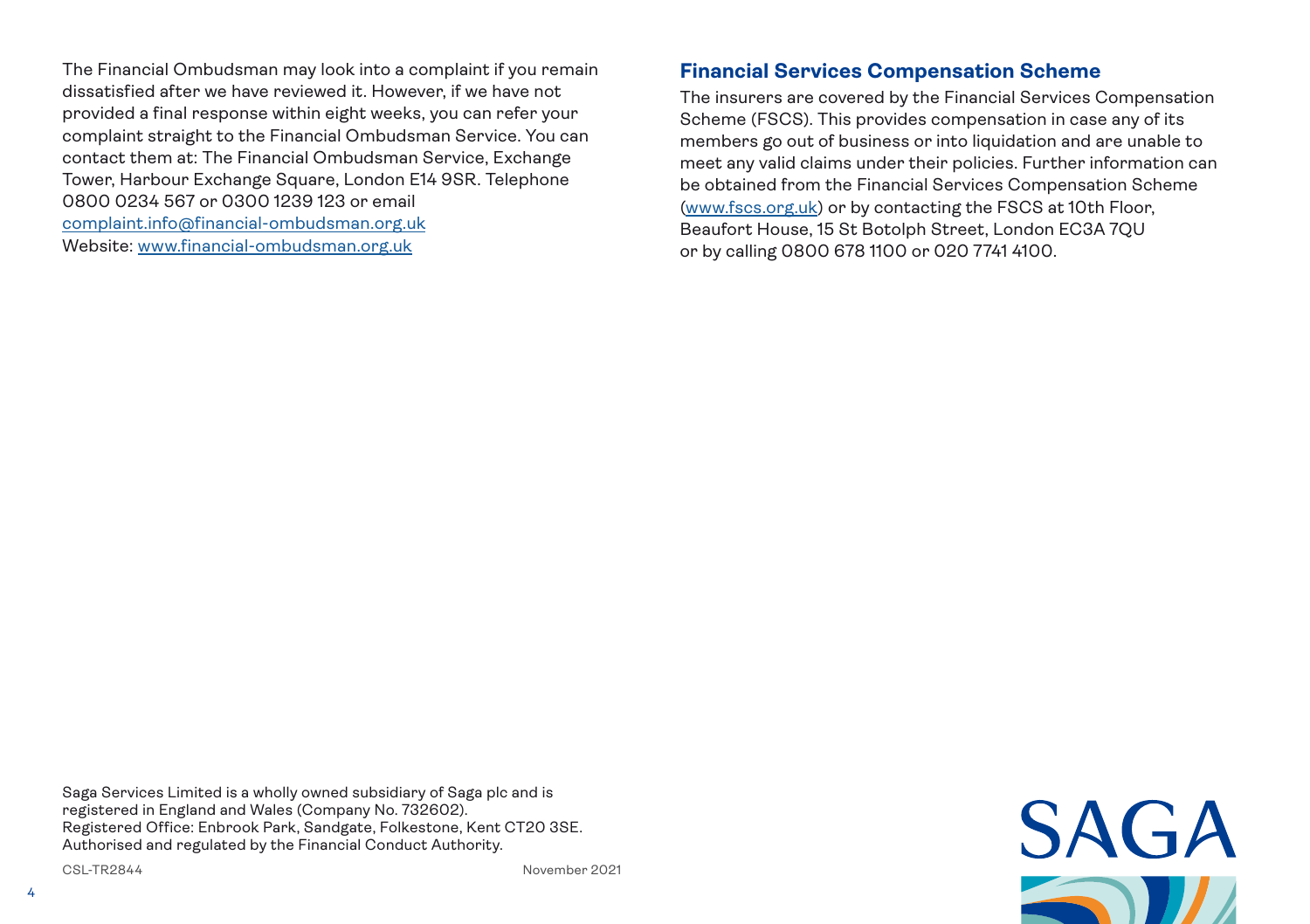The Financial Ombudsman may look into a complaint if you remain dissatisfied after we have reviewed it. However, if we have not provided a final response within eight weeks, you can refer your complaint straight to the Financial Ombudsman Service. You can contact them at: The Financial Ombudsman Service, Exchange Tower, Harbour Exchange Square, London E14 9SR. Telephone 0800 0234 567 or 0300 1239 123 or email complaint.info@financial-ombudsman.org.uk
Website: www.financial-ombudsman.org.uk

## Financial Services Compensation Scheme

The insurers are covered by the Financial Services Compensation Scheme (FSCS). This provides compensation in case any of its members go out of business or into liquidation and are unable to meet any valid claims under their policies. Further information can be obtained from the Financial Services Compensation Scheme (www.fscs.org.uk) or by contacting the FSCS at 10th Floor, Beaufort House, 15 St Botolph Street, London EC3A 7QU or by calling 0800 678 1100 or 020 7741 4100.

Saga Services Limited is a wholly owned subsidiary of Saga plc and is registered in England and Wales (Company No. 732602).
Registered Office: Enbrook Park, Sandgate, Folkestone, Kent CT20 3SE.
Authorised and regulated by the Financial Conduct Authority.

CSL-TR2844 November 2021

SAGA